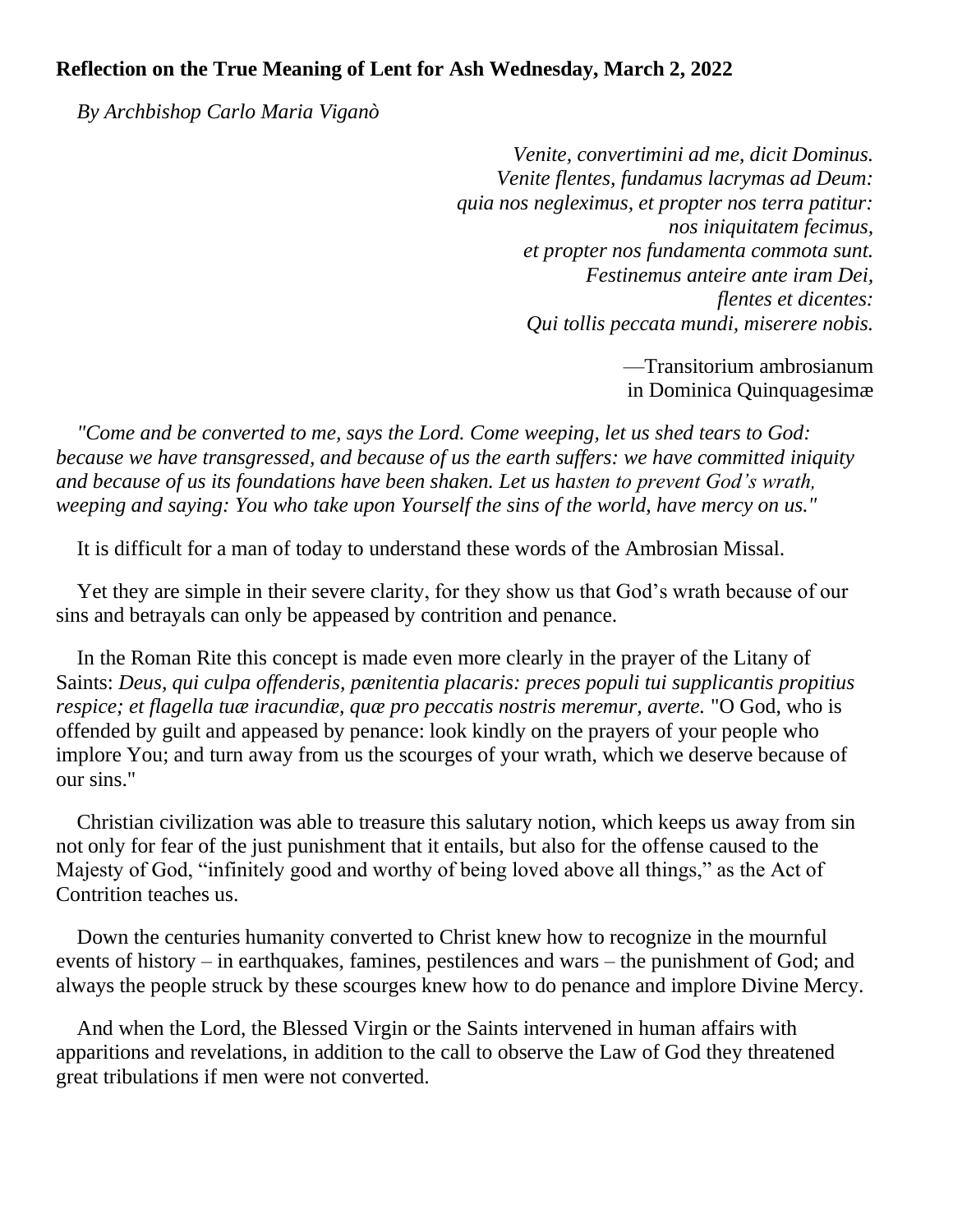**Reflection on the True Meaning of Lent for Ash Wednesday, March 2, 2022**

*By Archbishop Carlo Maria Viganò*

> *Venite, convertimini ad me, dicit Dominus.*
> *Venite flentes, fundamus lacrymas ad Deum:*
> *quia nos neglexímus, et propter nos terra patitur:*
> *nos iniquitatem fecimus,*
> *et propter nos fundamenta commota sunt.*
> *Festinemus anteire ante iram Dei,*
> *flentes et dicentes:*
> *Qui tollis peccata mundi, miserere nobis.*
>
> —Transitorium ambrosianum
> in Dominica Quinquagesimæ

*"Come and be converted to me, says the Lord. Come weeping, let us shed tears to God: because we have transgressed, and because of us the earth suffers: we have committed iniquity and because of us its foundations have been shaken. Let us hasten to prevent God's wrath, weeping and saying: You who take upon Yourself the sins of the world, have mercy on us."*

It is difficult for a man of today to understand these words of the Ambrosian Missal.

Yet they are simple in their severe clarity, for they show us that God's wrath because of our sins and betrayals can only be appeased by contrition and penance.

In the Roman Rite this concept is made even more clearly in the prayer of the Litany of Saints: *Deus, qui culpa offenderis, pænitentia placaris: preces populi tui supplicantis propitius respice; et flagella tuæ iracundiæ, quæ pro peccatis nostris meremur, averte.* "O God, who is offended by guilt and appeased by penance: look kindly on the prayers of your people who implore You; and turn away from us the scourges of your wrath, which we deserve because of our sins."

Christian civilization was able to treasure this salutary notion, which keeps us away from sin not only for fear of the just punishment that it entails, but also for the offense caused to the Majesty of God, "infinitely good and worthy of being loved above all things," as the Act of Contrition teaches us.

Down the centuries humanity converted to Christ knew how to recognize in the mournful events of history – in earthquakes, famines, pestilences and wars – the punishment of God; and always the people struck by these scourges knew how to do penance and implore Divine Mercy.

And when the Lord, the Blessed Virgin or the Saints intervened in human affairs with apparitions and revelations, in addition to the call to observe the Law of God they threatened great tribulations if men were not converted.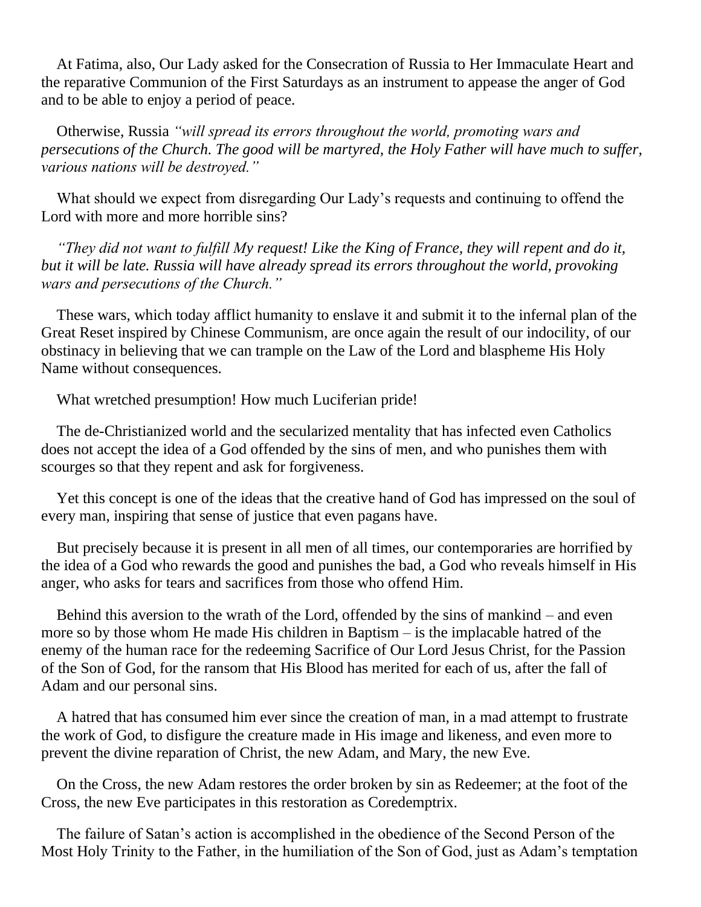At Fatima, also, Our Lady asked for the Consecration of Russia to Her Immaculate Heart and the reparative Communion of the First Saturdays as an instrument to appease the anger of God and to be able to enjoy a period of peace.

Otherwise, Russia *"will spread its errors throughout the world, promoting wars and persecutions of the Church. The good will be martyred, the Holy Father will have much to suffer, various nations will be destroyed."*

What should we expect from disregarding Our Lady's requests and continuing to offend the Lord with more and more horrible sins?

*"They did not want to fulfill My request! Like the King of France, they will repent and do it, but it will be late. Russia will have already spread its errors throughout the world, provoking wars and persecutions of the Church."*

These wars, which today afflict humanity to enslave it and submit it to the infernal plan of the Great Reset inspired by Chinese Communism, are once again the result of our indocility, of our obstinacy in believing that we can trample on the Law of the Lord and blaspheme His Holy Name without consequences.

What wretched presumption! How much Luciferian pride!

The de-Christianized world and the secularized mentality that has infected even Catholics does not accept the idea of a God offended by the sins of men, and who punishes them with scourges so that they repent and ask for forgiveness.

Yet this concept is one of the ideas that the creative hand of God has impressed on the soul of every man, inspiring that sense of justice that even pagans have.

But precisely because it is present in all men of all times, our contemporaries are horrified by the idea of a God who rewards the good and punishes the bad, a God who reveals himself in His anger, who asks for tears and sacrifices from those who offend Him.

Behind this aversion to the wrath of the Lord, offended by the sins of mankind – and even more so by those whom He made His children in Baptism – is the implacable hatred of the enemy of the human race for the redeeming Sacrifice of Our Lord Jesus Christ, for the Passion of the Son of God, for the ransom that His Blood has merited for each of us, after the fall of Adam and our personal sins.

A hatred that has consumed him ever since the creation of man, in a mad attempt to frustrate the work of God, to disfigure the creature made in His image and likeness, and even more to prevent the divine reparation of Christ, the new Adam, and Mary, the new Eve.

On the Cross, the new Adam restores the order broken by sin as Redeemer; at the foot of the Cross, the new Eve participates in this restoration as Coredemptrix.

The failure of Satan's action is accomplished in the obedience of the Second Person of the Most Holy Trinity to the Father, in the humiliation of the Son of God, just as Adam's temptation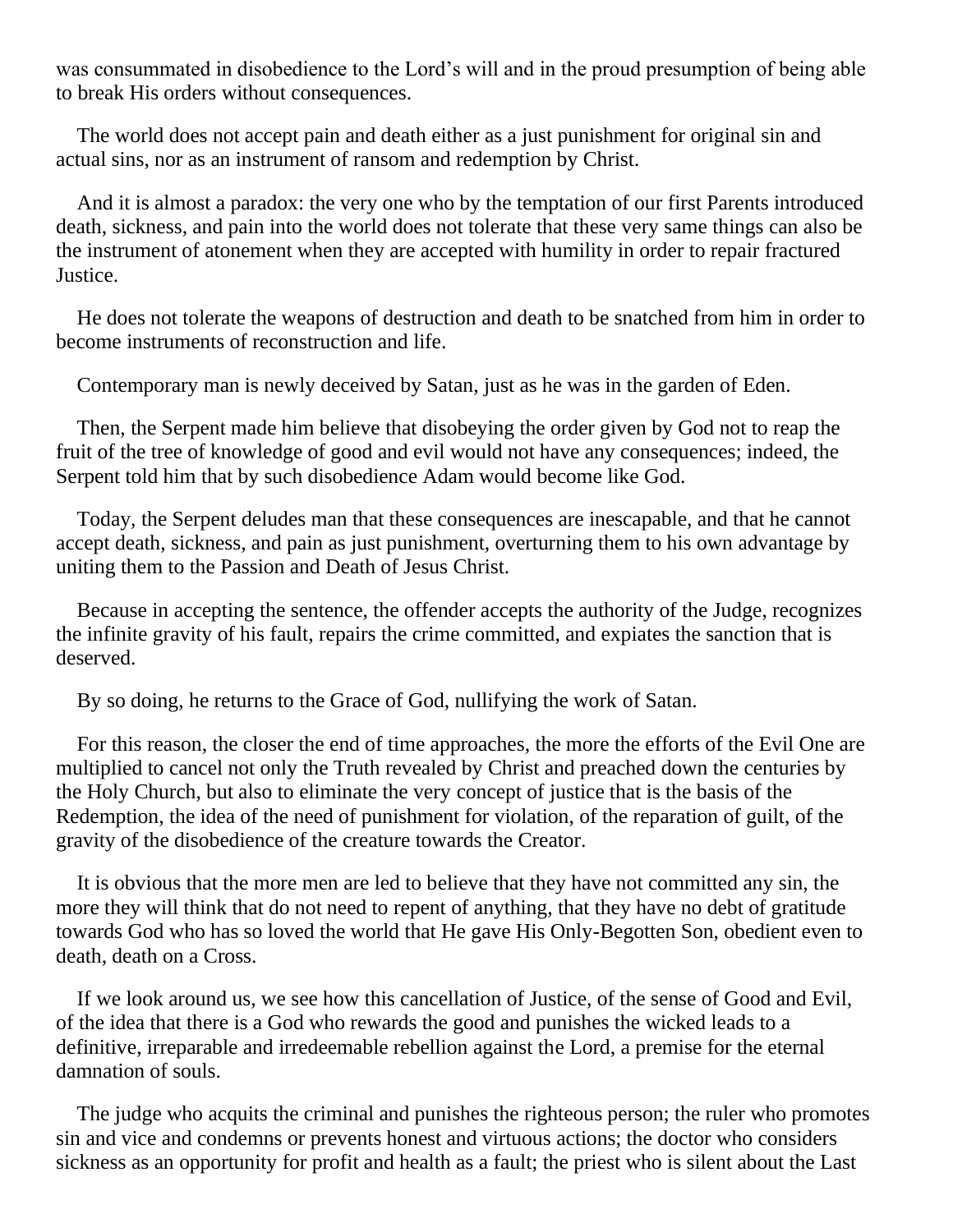was consummated in disobedience to the Lord's will and in the proud presumption of being able to break His orders without consequences.

The world does not accept pain and death either as a just punishment for original sin and actual sins, nor as an instrument of ransom and redemption by Christ.

And it is almost a paradox: the very one who by the temptation of our first Parents introduced death, sickness, and pain into the world does not tolerate that these very same things can also be the instrument of atonement when they are accepted with humility in order to repair fractured Justice.

He does not tolerate the weapons of destruction and death to be snatched from him in order to become instruments of reconstruction and life.

Contemporary man is newly deceived by Satan, just as he was in the garden of Eden.

Then, the Serpent made him believe that disobeying the order given by God not to reap the fruit of the tree of knowledge of good and evil would not have any consequences; indeed, the Serpent told him that by such disobedience Adam would become like God.

Today, the Serpent deludes man that these consequences are inescapable, and that he cannot accept death, sickness, and pain as just punishment, overturning them to his own advantage by uniting them to the Passion and Death of Jesus Christ.

Because in accepting the sentence, the offender accepts the authority of the Judge, recognizes the infinite gravity of his fault, repairs the crime committed, and expiates the sanction that is deserved.

By so doing, he returns to the Grace of God, nullifying the work of Satan.

For this reason, the closer the end of time approaches, the more the efforts of the Evil One are multiplied to cancel not only the Truth revealed by Christ and preached down the centuries by the Holy Church, but also to eliminate the very concept of justice that is the basis of the Redemption, the idea of the need of punishment for violation, of the reparation of guilt, of the gravity of the disobedience of the creature towards the Creator.

It is obvious that the more men are led to believe that they have not committed any sin, the more they will think that do not need to repent of anything, that they have no debt of gratitude towards God who has so loved the world that He gave His Only-Begotten Son, obedient even to death, death on a Cross.

If we look around us, we see how this cancellation of Justice, of the sense of Good and Evil, of the idea that there is a God who rewards the good and punishes the wicked leads to a definitive, irreparable and irredeemable rebellion against the Lord, a premise for the eternal damnation of souls.

The judge who acquits the criminal and punishes the righteous person; the ruler who promotes sin and vice and condemns or prevents honest and virtuous actions; the doctor who considers sickness as an opportunity for profit and health as a fault; the priest who is silent about the Last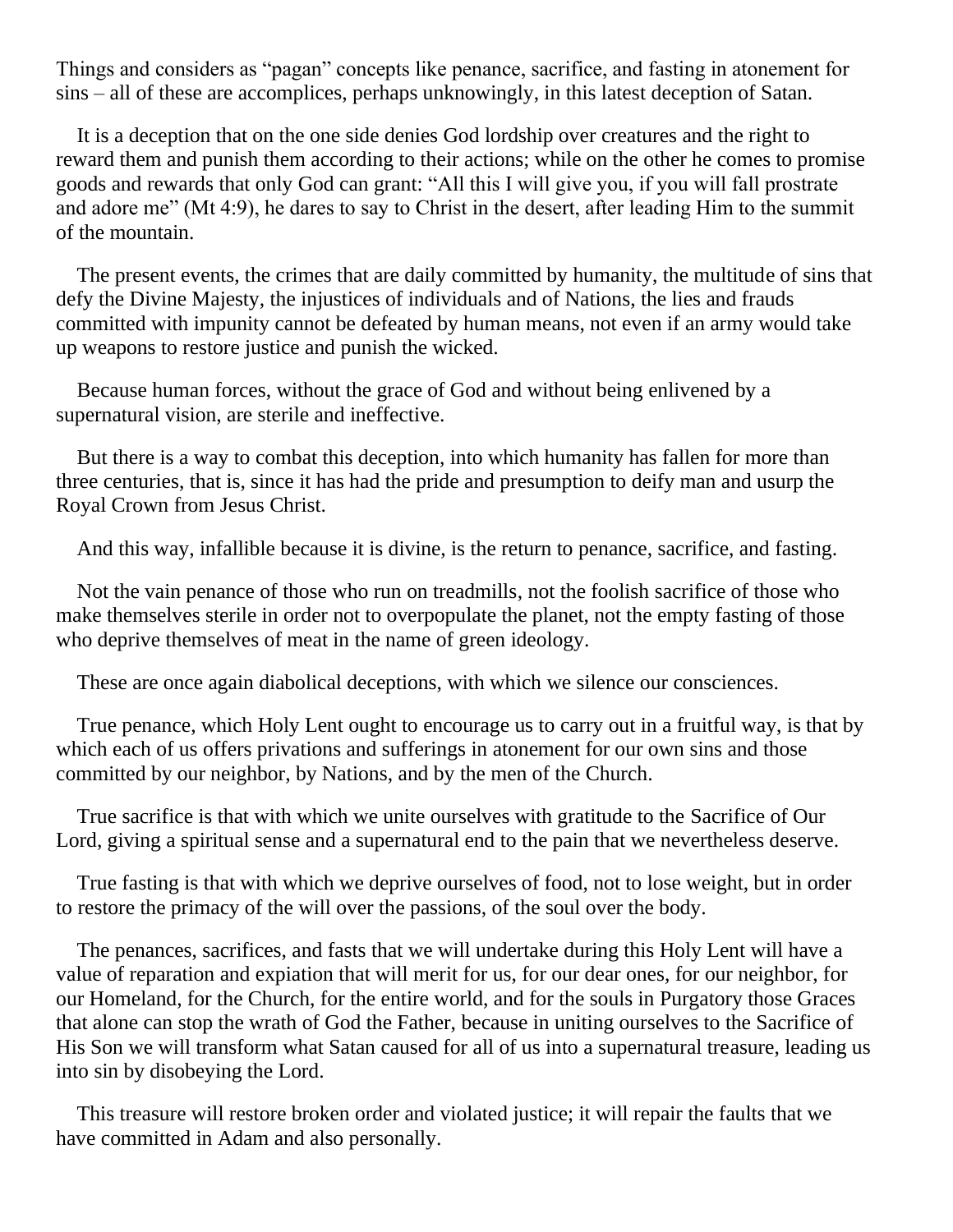Things and considers as “pagan” concepts like penance, sacrifice, and fasting in atonement for sins – all of these are accomplices, perhaps unknowingly, in this latest deception of Satan.

It is a deception that on the one side denies God lordship over creatures and the right to reward them and punish them according to their actions; while on the other he comes to promise goods and rewards that only God can grant: “All this I will give you, if you will fall prostrate and adore me” (Mt 4:9), he dares to say to Christ in the desert, after leading Him to the summit of the mountain.

The present events, the crimes that are daily committed by humanity, the multitude of sins that defy the Divine Majesty, the injustices of individuals and of Nations, the lies and frauds committed with impunity cannot be defeated by human means, not even if an army would take up weapons to restore justice and punish the wicked.

Because human forces, without the grace of God and without being enlivened by a supernatural vision, are sterile and ineffective.

But there is a way to combat this deception, into which humanity has fallen for more than three centuries, that is, since it has had the pride and presumption to deify man and usurp the Royal Crown from Jesus Christ.

And this way, infallible because it is divine, is the return to penance, sacrifice, and fasting.

Not the vain penance of those who run on treadmills, not the foolish sacrifice of those who make themselves sterile in order not to overpopulate the planet, not the empty fasting of those who deprive themselves of meat in the name of green ideology.

These are once again diabolical deceptions, with which we silence our consciences.

True penance, which Holy Lent ought to encourage us to carry out in a fruitful way, is that by which each of us offers privations and sufferings in atonement for our own sins and those committed by our neighbor, by Nations, and by the men of the Church.

True sacrifice is that with which we unite ourselves with gratitude to the Sacrifice of Our Lord, giving a spiritual sense and a supernatural end to the pain that we nevertheless deserve.

True fasting is that with which we deprive ourselves of food, not to lose weight, but in order to restore the primacy of the will over the passions, of the soul over the body.

The penances, sacrifices, and fasts that we will undertake during this Holy Lent will have a value of reparation and expiation that will merit for us, for our dear ones, for our neighbor, for our Homeland, for the Church, for the entire world, and for the souls in Purgatory those Graces that alone can stop the wrath of God the Father, because in uniting ourselves to the Sacrifice of His Son we will transform what Satan caused for all of us into a supernatural treasure, leading us into sin by disobeying the Lord.

This treasure will restore broken order and violated justice; it will repair the faults that we have committed in Adam and also personally.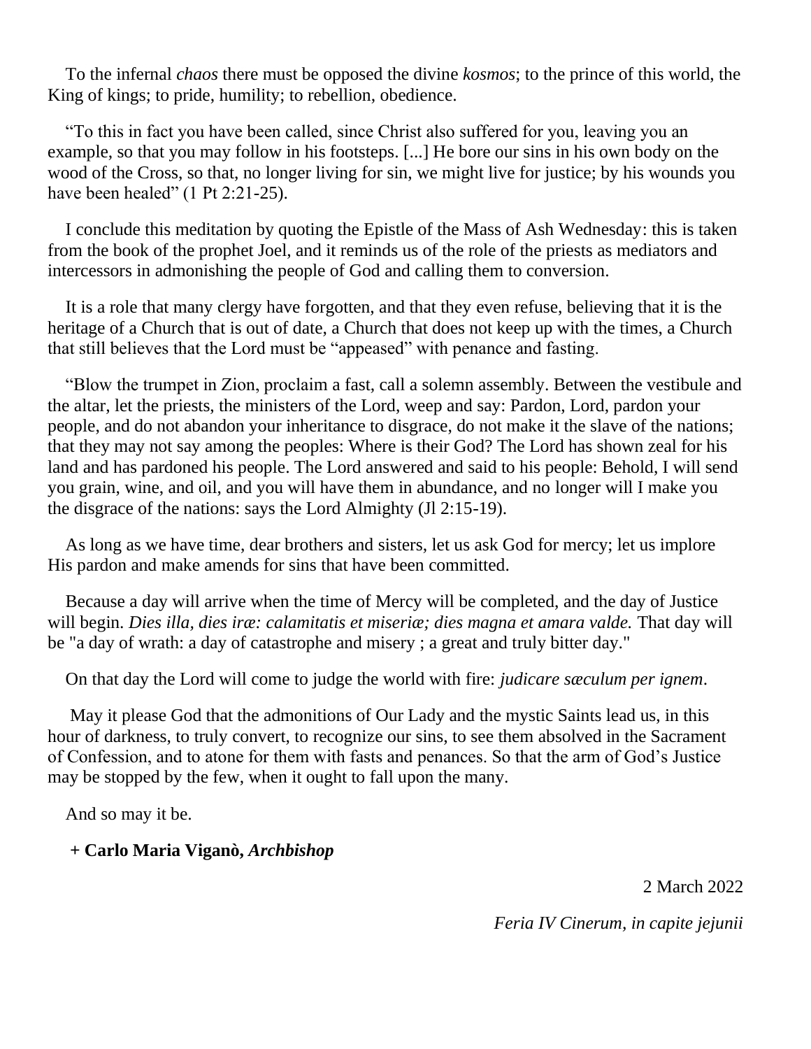To the infernal *chaos* there must be opposed the divine *kosmos*; to the prince of this world, the King of kings; to pride, humility; to rebellion, obedience.

"To this in fact you have been called, since Christ also suffered for you, leaving you an example, so that you may follow in his footsteps. [...] He bore our sins in his own body on the wood of the Cross, so that, no longer living for sin, we might live for justice; by his wounds you have been healed" (1 Pt 2:21-25).

I conclude this meditation by quoting the Epistle of the Mass of Ash Wednesday: this is taken from the book of the prophet Joel, and it reminds us of the role of the priests as mediators and intercessors in admonishing the people of God and calling them to conversion.

It is a role that many clergy have forgotten, and that they even refuse, believing that it is the heritage of a Church that is out of date, a Church that does not keep up with the times, a Church that still believes that the Lord must be "appeased" with penance and fasting.

"Blow the trumpet in Zion, proclaim a fast, call a solemn assembly. Between the vestibule and the altar, let the priests, the ministers of the Lord, weep and say: Pardon, Lord, pardon your people, and do not abandon your inheritance to disgrace, do not make it the slave of the nations; that they may not say among the peoples: Where is their God? The Lord has shown zeal for his land and has pardoned his people. The Lord answered and said to his people: Behold, I will send you grain, wine, and oil, and you will have them in abundance, and no longer will I make you the disgrace of the nations: says the Lord Almighty (Jl 2:15-19).

As long as we have time, dear brothers and sisters, let us ask God for mercy; let us implore His pardon and make amends for sins that have been committed.

Because a day will arrive when the time of Mercy will be completed, and the day of Justice will begin. *Dies illa, dies iræ: calamitatis et miseriæ; dies magna et amara valde.* That day will be "a day of wrath: a day of catastrophe and misery ; a great and truly bitter day."

On that day the Lord will come to judge the world with fire: *judicare sæculum per ignem*.

May it please God that the admonitions of Our Lady and the mystic Saints lead us, in this hour of darkness, to truly convert, to recognize our sins, to see them absolved in the Sacrament of Confession, and to atone for them with fasts and penances. So that the arm of God's Justice may be stopped by the few, when it ought to fall upon the many.

And so may it be.

**+ Carlo Maria Viganò,** ***Archbishop***

2 March 2022

*Feria IV Cinerum, in capite jejunii*